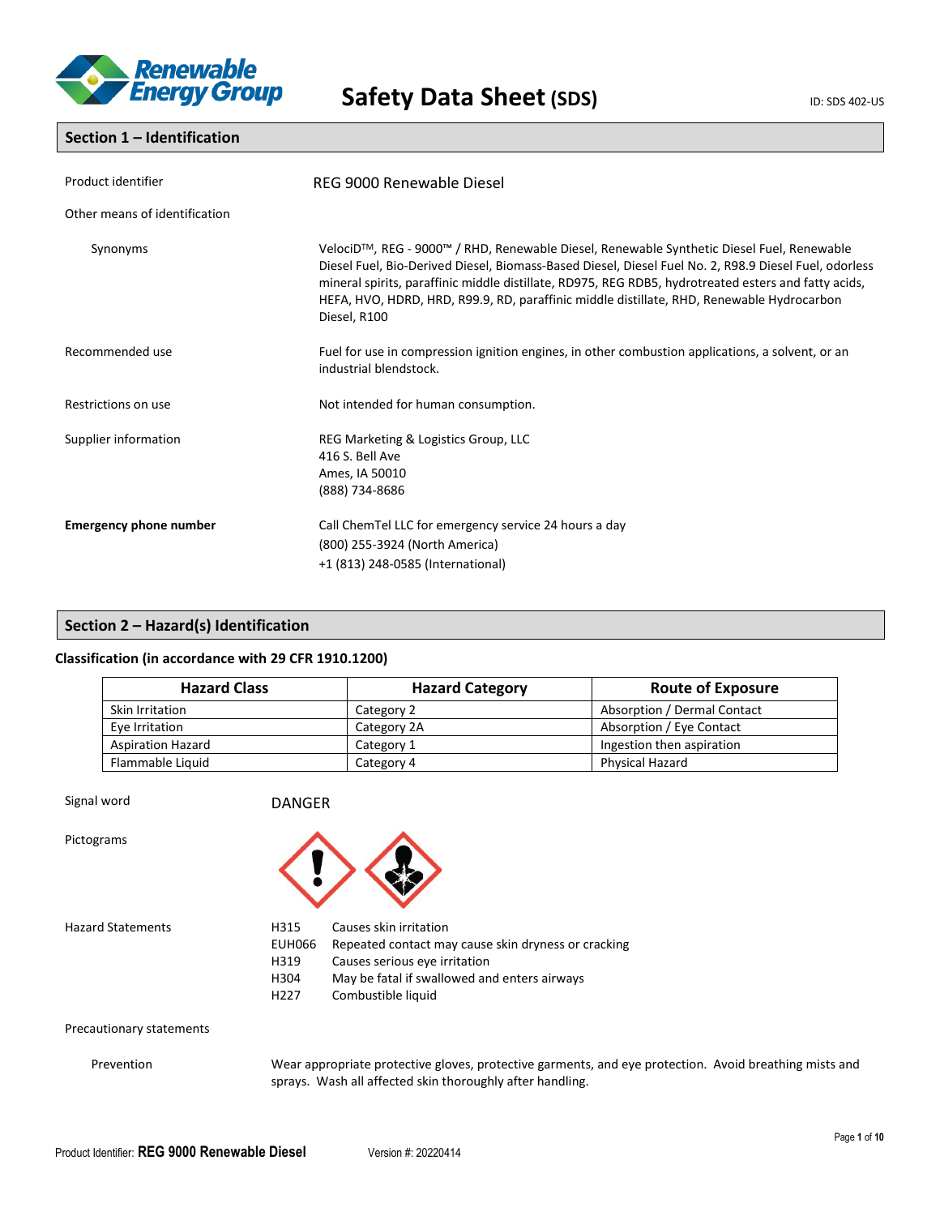# Safety Data Sheet (SDS)

ID: SDS 402-US

## Section 1 – Identification

| | |
|---|---|
| Product identifier | REG 9000 Renewable Diesel |
| Other means of identification | |
| Synonyms | VelociD™, REG - 9000™ / RHD, Renewable Diesel, Renewable Synthetic Diesel Fuel, Renewable Diesel Fuel, Bio-Derived Diesel, Biomass-Based Diesel, Diesel Fuel No. 2, R98.9 Diesel Fuel, odorless mineral spirits, paraffinic middle distillate, RD975, REG RDB5, hydrotreated esters and fatty acids, HEFA, HVO, HDRD, HRD, R99.9, RD, paraffinic middle distillate, RHD, Renewable Hydrocarbon Diesel, R100 |
| Recommended use | Fuel for use in compression ignition engines, in other combustion applications, a solvent, or an industrial blendstock. |
| Restrictions on use | Not intended for human consumption. |
| Supplier information | REG Marketing & Logistics Group, LLC<br>416 S. Bell Ave<br>Ames, IA 50010<br>(888) 734-8686 |
| **Emergency phone number** | Call ChemTel LLC for emergency service 24 hours a day<br>(800) 255-3924 (North America)<br>+1 (813) 248-0585 (International) |

## Section 2 – Hazard(s) Identification

### Classification (in accordance with 29 CFR 1910.1200)

| Hazard Class | Hazard Category | Route of Exposure |
|---|---|---|
| Skin Irritation | Category 2 | Absorption / Dermal Contact |
| Eye Irritation | Category 2A | Absorption / Eye Contact |
| Aspiration Hazard | Category 1 | Ingestion then aspiration |
| Flammable Liquid | Category 4 | Physical Hazard |

Signal word: DANGER

Pictograms

Hazard Statements

| | |
|---|---|
| H315 | Causes skin irritation |
| EUH066 | Repeated contact may cause skin dryness or cracking |
| H319 | Causes serious eye irritation |
| H304 | May be fatal if swallowed and enters airways |
| H227 | Combustible liquid |

Precautionary statements

Prevention: Wear appropriate protective gloves, protective garments, and eye protection. Avoid breathing mists and sprays. Wash all affected skin thoroughly after handling.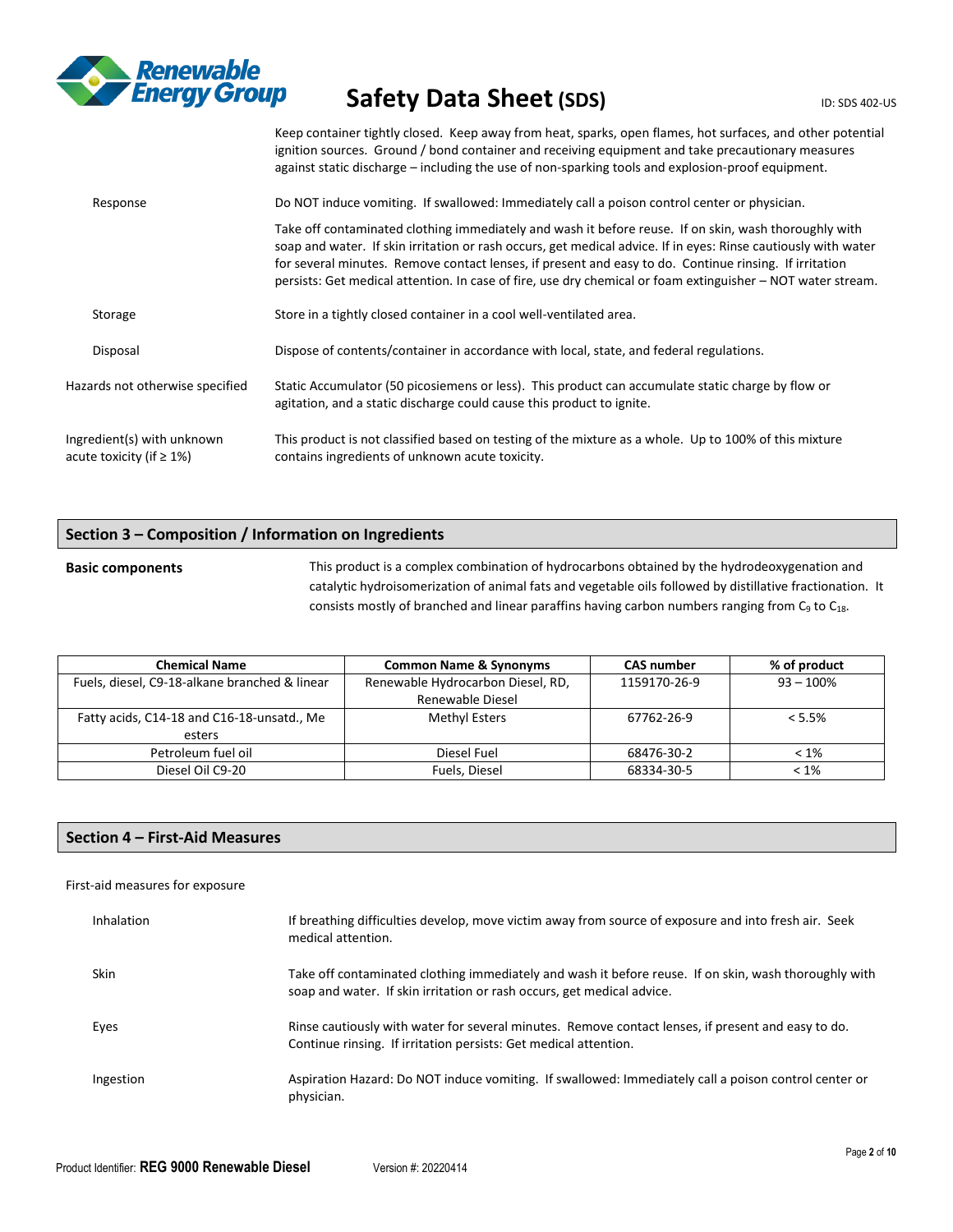Keep container tightly closed. Keep away from heat, sparks, open flames, hot surfaces, and other potential ignition sources. Ground / bond container and receiving equipment and take precautionary measures against static discharge – including the use of non-sparking tools and explosion-proof equipment.

Response — Do NOT induce vomiting. If swallowed: Immediately call a poison control center or physician.

Take off contaminated clothing immediately and wash it before reuse. If on skin, wash thoroughly with soap and water. If skin irritation or rash occurs, get medical advice. If in eyes: Rinse cautiously with water for several minutes. Remove contact lenses, if present and easy to do. Continue rinsing. If irritation persists: Get medical attention. In case of fire, use dry chemical or foam extinguisher – NOT water stream.

Storage — Store in a tightly closed container in a cool well-ventilated area.

Disposal — Dispose of contents/container in accordance with local, state, and federal regulations.

Hazards not otherwise specified — Static Accumulator (50 picosiemens or less). This product can accumulate static charge by flow or agitation, and a static discharge could cause this product to ignite.

Ingredient(s) with unknown acute toxicity (if ≥ 1%) — This product is not classified based on testing of the mixture as a whole. Up to 100% of this mixture contains ingredients of unknown acute toxicity.

## Section 3 – Composition / Information on Ingredients

**Basic components**

This product is a complex combination of hydrocarbons obtained by the hydrodeoxygenation and catalytic hydroisomerization of animal fats and vegetable oils followed by distillative fractionation. It consists mostly of branched and linear paraffins having carbon numbers ranging from $C_9$ to $C_{18}$.

| Chemical Name | Common Name & Synonyms | CAS number | % of product |
|---|---|---|---|
| Fuels, diesel, C9-18-alkane branched & linear | Renewable Hydrocarbon Diesel, RD, Renewable Diesel | 1159170-26-9 | 93 – 100% |
| Fatty acids, C14-18 and C16-18-unsatd., Me esters | Methyl Esters | 67762-26-9 | < 5.5% |
| Petroleum fuel oil | Diesel Fuel | 68476-30-2 | < 1% |
| Diesel Oil C9-20 | Fuels, Diesel | 68334-30-5 | < 1% |

## Section 4 – First-Aid Measures

First-aid measures for exposure

Inhalation — If breathing difficulties develop, move victim away from source of exposure and into fresh air. Seek medical attention.

Skin — Take off contaminated clothing immediately and wash it before reuse. If on skin, wash thoroughly with soap and water. If skin irritation or rash occurs, get medical advice.

Eyes — Rinse cautiously with water for several minutes. Remove contact lenses, if present and easy to do. Continue rinsing. If irritation persists: Get medical attention.

Ingestion — Aspiration Hazard: Do NOT induce vomiting. If swallowed: Immediately call a poison control center or physician.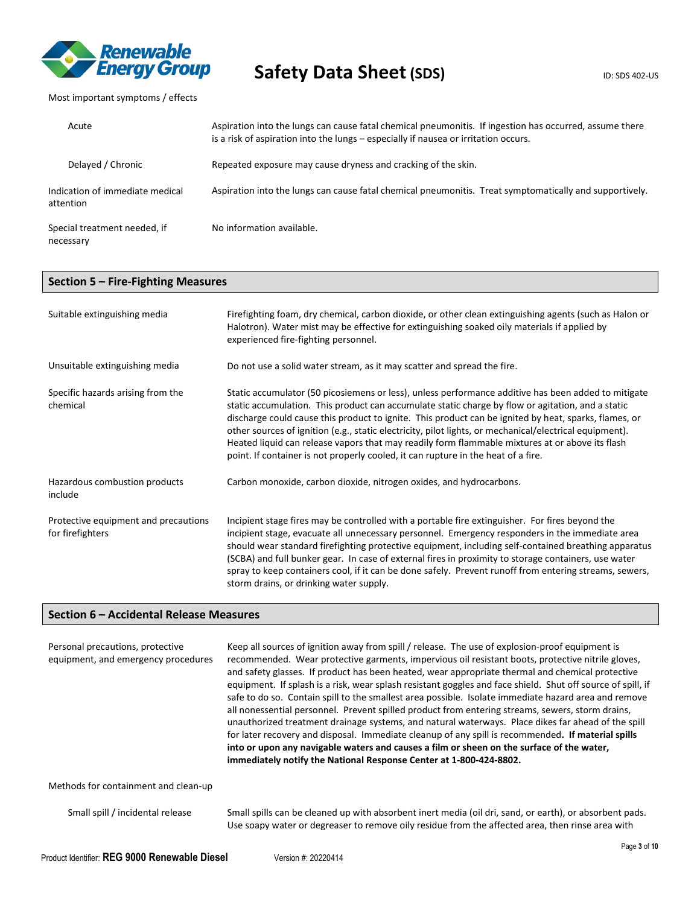Most important symptoms / effects

| | |
|---|---|
| Acute | Aspiration into the lungs can cause fatal chemical pneumonitis. If ingestion has occurred, assume there is a risk of aspiration into the lungs – especially if nausea or irritation occurs. |
| Delayed / Chronic | Repeated exposure may cause dryness and cracking of the skin. |
| Indication of immediate medical attention | Aspiration into the lungs can cause fatal chemical pneumonitis. Treat symptomatically and supportively. |
| Special treatment needed, if necessary | No information available. |

## Section 5 – Fire-Fighting Measures

| | |
|---|---|
| Suitable extinguishing media | Firefighting foam, dry chemical, carbon dioxide, or other clean extinguishing agents (such as Halon or Halotron). Water mist may be effective for extinguishing soaked oily materials if applied by experienced fire-fighting personnel. |
| Unsuitable extinguishing media | Do not use a solid water stream, as it may scatter and spread the fire. |
| Specific hazards arising from the chemical | Static accumulator (50 picosiemens or less), unless performance additive has been added to mitigate static accumulation. This product can accumulate static charge by flow or agitation, and a static discharge could cause this product to ignite. This product can be ignited by heat, sparks, flames, or other sources of ignition (e.g., static electricity, pilot lights, or mechanical/electrical equipment). Heated liquid can release vapors that may readily form flammable mixtures at or above its flash point. If container is not properly cooled, it can rupture in the heat of a fire. |
| Hazardous combustion products include | Carbon monoxide, carbon dioxide, nitrogen oxides, and hydrocarbons. |
| Protective equipment and precautions for firefighters | Incipient stage fires may be controlled with a portable fire extinguisher. For fires beyond the incipient stage, evacuate all unnecessary personnel. Emergency responders in the immediate area should wear standard firefighting protective equipment, including self-contained breathing apparatus (SCBA) and full bunker gear. In case of external fires in proximity to storage containers, use water spray to keep containers cool, if it can be done safely. Prevent runoff from entering streams, sewers, storm drains, or drinking water supply. |

## Section 6 – Accidental Release Measures

| | |
|---|---|
| Personal precautions, protective equipment, and emergency procedures | Keep all sources of ignition away from spill / release. The use of explosion-proof equipment is recommended. Wear protective garments, impervious oil resistant boots, protective nitrile gloves, and safety glasses. If product has been heated, wear appropriate thermal and chemical protective equipment. If splash is a risk, wear splash resistant goggles and face shield. Shut off source of spill, if safe to do so. Contain spill to the smallest area possible. Isolate immediate hazard area and remove all nonessential personnel. Prevent spilled product from entering streams, sewers, storm drains, unauthorized treatment drainage systems, and natural waterways. Place dikes far ahead of the spill for later recovery and disposal. Immediate cleanup of any spill is recommended. **If material spills into or upon any navigable waters and causes a film or sheen on the surface of the water, immediately notify the National Response Center at 1-800-424-8802.** |

Methods for containment and clean-up

| | |
|---|---|
| Small spill / incidental release | Small spills can be cleaned up with absorbent inert media (oil dri, sand, or earth), or absorbent pads. Use soapy water or degreaser to remove oily residue from the affected area, then rinse area with |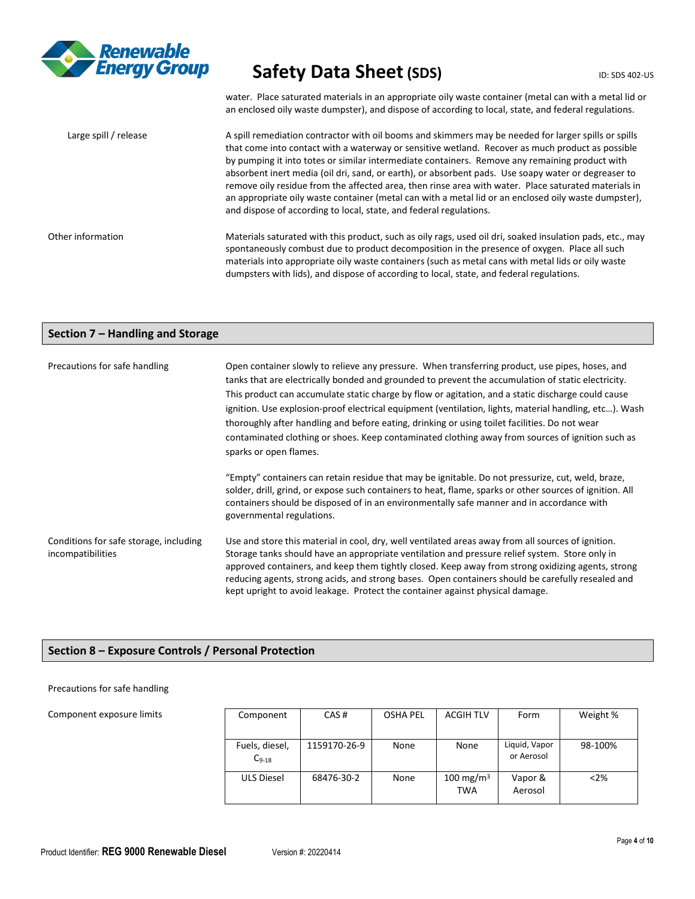water. Place saturated materials in an appropriate oily waste container (metal can with a metal lid or an enclosed oily waste dumpster), and dispose of according to local, state, and federal regulations.

Large spill / release

A spill remediation contractor with oil booms and skimmers may be needed for larger spills or spills that come into contact with a waterway or sensitive wetland. Recover as much product as possible by pumping it into totes or similar intermediate containers. Remove any remaining product with absorbent inert media (oil dri, sand, or earth), or absorbent pads. Use soapy water or degreaser to remove oily residue from the affected area, then rinse area with water. Place saturated materials in an appropriate oily waste container (metal can with a metal lid or an enclosed oily waste dumpster), and dispose of according to local, state, and federal regulations.

Other information

Materials saturated with this product, such as oily rags, used oil dri, soaked insulation pads, etc., may spontaneously combust due to product decomposition in the presence of oxygen. Place all such materials into appropriate oily waste containers (such as metal cans with metal lids or oily waste dumpsters with lids), and dispose of according to local, state, and federal regulations.

## Section 7 – Handling and Storage

Precautions for safe handling

Open container slowly to relieve any pressure. When transferring product, use pipes, hoses, and tanks that are electrically bonded and grounded to prevent the accumulation of static electricity. This product can accumulate static charge by flow or agitation, and a static discharge could cause ignition. Use explosion-proof electrical equipment (ventilation, lights, material handling, etc…). Wash thoroughly after handling and before eating, drinking or using toilet facilities. Do not wear contaminated clothing or shoes. Keep contaminated clothing away from sources of ignition such as sparks or open flames.

"Empty" containers can retain residue that may be ignitable. Do not pressurize, cut, weld, braze, solder, drill, grind, or expose such containers to heat, flame, sparks or other sources of ignition. All containers should be disposed of in an environmentally safe manner and in accordance with governmental regulations.

Conditions for safe storage, including incompatibilities

Use and store this material in cool, dry, well ventilated areas away from all sources of ignition. Storage tanks should have an appropriate ventilation and pressure relief system. Store only in approved containers, and keep them tightly closed. Keep away from strong oxidizing agents, strong reducing agents, strong acids, and strong bases. Open containers should be carefully resealed and kept upright to avoid leakage. Protect the container against physical damage.

## Section 8 – Exposure Controls / Personal Protection

Precautions for safe handling

Component exposure limits

| Component | CAS # | OSHA PEL | ACGIH TLV | Form | Weight % |
|---|---|---|---|---|---|
| Fuels, diesel, $C_{9-18}$ | 1159170-26-9 | None | None | Liquid, Vapor or Aerosol | 98-100% |
| ULS Diesel | 68476-30-2 | None | 100 mg/m³ TWA | Vapor & Aerosol | <2% |

Product Identifier: **REG 9000 Renewable Diesel** Version #: 20220414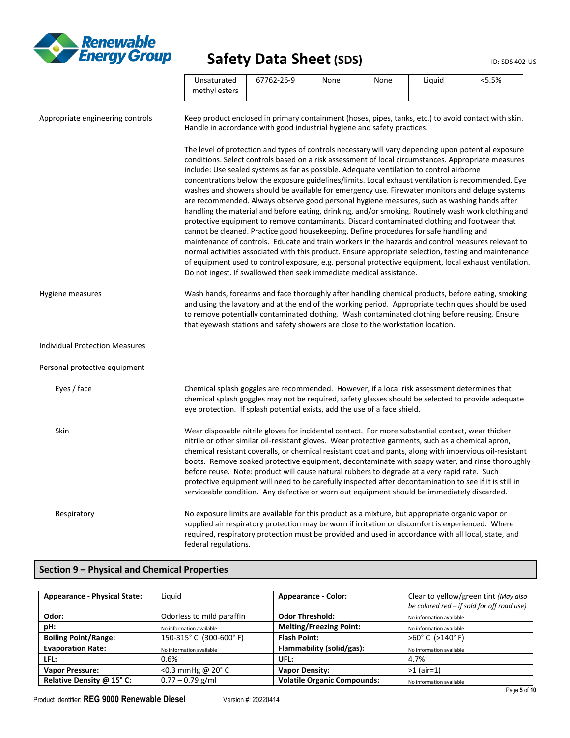| Unsaturated methyl esters | 67762-26-9 | None | None | Liquid | <5.5% |
|---|---|---|---|---|---|

**Appropriate engineering controls**

Keep product enclosed in primary containment (hoses, pipes, tanks, etc.) to avoid contact with skin. Handle in accordance with good industrial hygiene and safety practices.

The level of protection and types of controls necessary will vary depending upon potential exposure conditions. Select controls based on a risk assessment of local circumstances. Appropriate measures include: Use sealed systems as far as possible. Adequate ventilation to control airborne concentrations below the exposure guidelines/limits. Local exhaust ventilation is recommended. Eye washes and showers should be available for emergency use. Firewater monitors and deluge systems are recommended. Always observe good personal hygiene measures, such as washing hands after handling the material and before eating, drinking, and/or smoking. Routinely wash work clothing and protective equipment to remove contaminants. Discard contaminated clothing and footwear that cannot be cleaned. Practice good housekeeping. Define procedures for safe handling and maintenance of controls. Educate and train workers in the hazards and control measures relevant to normal activities associated with this product. Ensure appropriate selection, testing and maintenance of equipment used to control exposure, e.g. personal protective equipment, local exhaust ventilation. Do not ingest. If swallowed then seek immediate medical assistance.

**Hygiene measures**

Wash hands, forearms and face thoroughly after handling chemical products, before eating, smoking and using the lavatory and at the end of the working period. Appropriate techniques should be used to remove potentially contaminated clothing. Wash contaminated clothing before reusing. Ensure that eyewash stations and safety showers are close to the workstation location.

**Individual Protection Measures**

**Personal protective equipment**

**Eyes / face**

Chemical splash goggles are recommended. However, if a local risk assessment determines that chemical splash goggles may not be required, safety glasses should be selected to provide adequate eye protection. If splash potential exists, add the use of a face shield.

**Skin**

Wear disposable nitrile gloves for incidental contact. For more substantial contact, wear thicker nitrile or other similar oil-resistant gloves. Wear protective garments, such as a chemical apron, chemical resistant coveralls, or chemical resistant coat and pants, along with impervious oil-resistant boots. Remove soaked protective equipment, decontaminate with soapy water, and rinse thoroughly before reuse. Note: product will cause natural rubbers to degrade at a very rapid rate. Such protective equipment will need to be carefully inspected after decontamination to see if it is still in serviceable condition. Any defective or worn out equipment should be immediately discarded.

**Respiratory**

No exposure limits are available for this product as a mixture, but appropriate organic vapor or supplied air respiratory protection may be worn if irritation or discomfort is experienced. Where required, respiratory protection must be provided and used in accordance with all local, state, and federal regulations.

## Section 9 – Physical and Chemical Properties

| **Appearance - Physical State:** | Liquid | **Appearance - Color:** | Clear to yellow/green tint *(May also be colored red – if sold for off road use)* |
|---|---|---|---|
| **Odor:** | Odorless to mild paraffin | **Odor Threshold:** | No information available |
| **pH:** | No information available | **Melting/Freezing Point:** | No information available |
| **Boiling Point/Range:** | 150-315° C (300-600° F) | **Flash Point:** | >60° C (>140° F) |
| **Evaporation Rate:** | No information available | **Flammability (solid/gas):** | No information available |
| **LFL:** | 0.6% | **UFL:** | 4.7% |
| **Vapor Pressure:** | <0.3 mmHg @ 20° C | **Vapor Density:** | >1 (air=1) |
| **Relative Density @ 15° C:** | 0.77 – 0.79 g/ml | **Volatile Organic Compounds:** | No information available |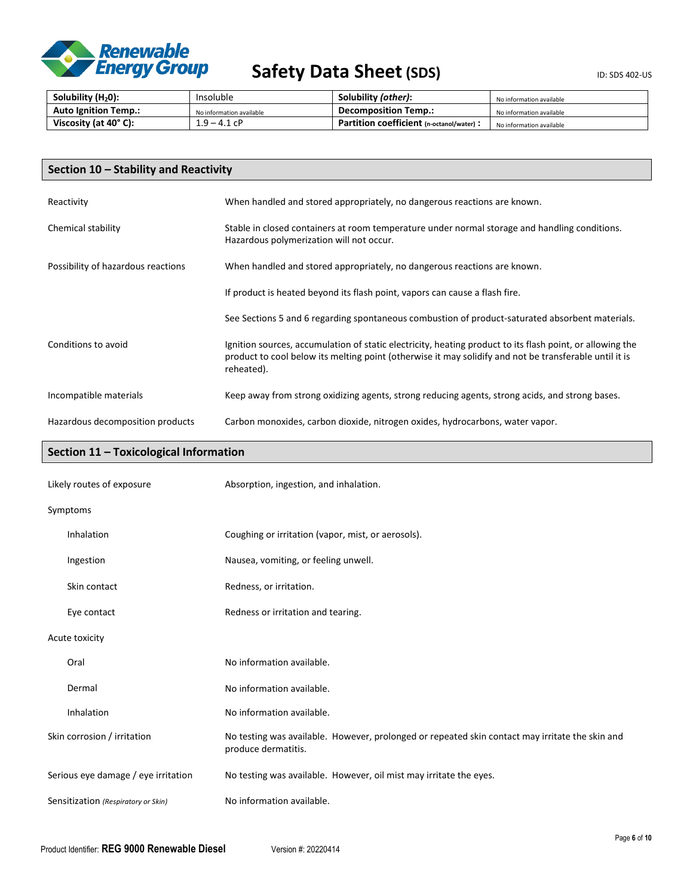| Solubility ($H_2O$): | Insoluble | Solubility *(other)*: | No information available |
|---|---|---|---|
| Auto Ignition Temp.: | No information available | Decomposition Temp.: | No information available |
| Viscosity (at 40° C): | 1.9 – 4.1 cP | Partition coefficient (n-octanol/water) : | No information available |

## Section 10 – Stability and Reactivity

| | |
|---|---|
| Reactivity | When handled and stored appropriately, no dangerous reactions are known. |
| Chemical stability | Stable in closed containers at room temperature under normal storage and handling conditions. Hazardous polymerization will not occur. |
| Possibility of hazardous reactions | When handled and stored appropriately, no dangerous reactions are known.<br><br>If product is heated beyond its flash point, vapors can cause a flash fire.<br><br>See Sections 5 and 6 regarding spontaneous combustion of product-saturated absorbent materials. |
| Conditions to avoid | Ignition sources, accumulation of static electricity, heating product to its flash point, or allowing the product to cool below its melting point (otherwise it may solidify and not be transferable until it is reheated). |
| Incompatible materials | Keep away from strong oxidizing agents, strong reducing agents, strong acids, and strong bases. |
| Hazardous decomposition products | Carbon monoxides, carbon dioxide, nitrogen oxides, hydrocarbons, water vapor. |

## Section 11 – Toxicological Information

| | |
|---|---|
| Likely routes of exposure | Absorption, ingestion, and inhalation. |
| Symptoms | |
| Inhalation | Coughing or irritation (vapor, mist, or aerosols). |
| Ingestion | Nausea, vomiting, or feeling unwell. |
| Skin contact | Redness, or irritation. |
| Eye contact | Redness or irritation and tearing. |
| Acute toxicity | |
| Oral | No information available. |
| Dermal | No information available. |
| Inhalation | No information available. |
| Skin corrosion / irritation | No testing was available. However, prolonged or repeated skin contact may irritate the skin and produce dermatitis. |
| Serious eye damage / eye irritation | No testing was available. However, oil mist may irritate the eyes. |
| Sensitization *(Respiratory or Skin)* | No information available. |

Product Identifier: **REG 9000 Renewable Diesel** Version #: 20220414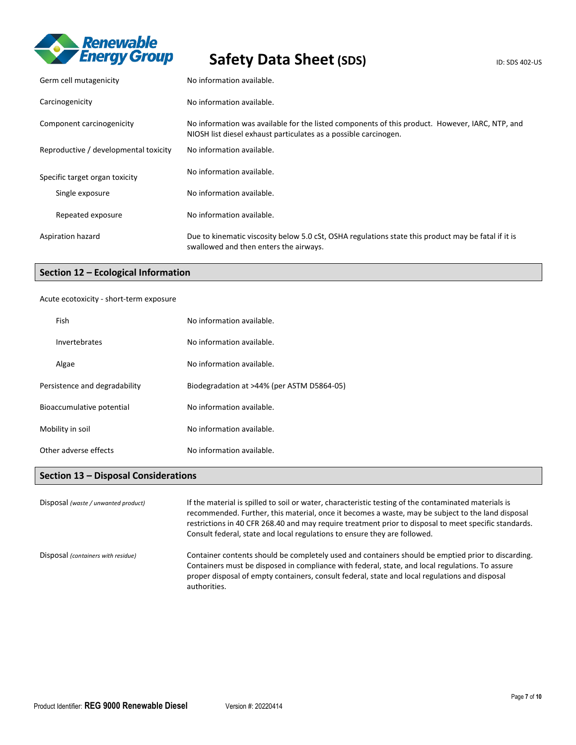| | |
|---|---|
| Germ cell mutagenicity | No information available. |
| Carcinogenicity | No information available. |
| Component carcinogenicity | No information was available for the listed components of this product. However, IARC, NTP, and NIOSH list diesel exhaust particulates as a possible carcinogen. |
| Reproductive / developmental toxicity | No information available. |
| Specific target organ toxicity | No information available. |
| Single exposure | No information available. |
| Repeated exposure | No information available. |
| Aspiration hazard | Due to kinematic viscosity below 5.0 cSt, OSHA regulations state this product may be fatal if it is swallowed and then enters the airways. |

## Section 12 – Ecological Information

Acute ecotoxicity - short-term exposure

| | |
|---|---|
| Fish | No information available. |
| Invertebrates | No information available. |
| Algae | No information available. |
| Persistence and degradability | Biodegradation at >44% (per ASTM D5864-05) |
| Bioaccumulative potential | No information available. |
| Mobility in soil | No information available. |
| Other adverse effects | No information available. |

## Section 13 – Disposal Considerations

| | |
|---|---|
| Disposal *(waste / unwanted product)* | If the material is spilled to soil or water, characteristic testing of the contaminated materials is recommended. Further, this material, once it becomes a waste, may be subject to the land disposal restrictions in 40 CFR 268.40 and may require treatment prior to disposal to meet specific standards. Consult federal, state and local regulations to ensure they are followed. |
| Disposal *(containers with residue)* | Container contents should be completely used and containers should be emptied prior to discarding. Containers must be disposed in compliance with federal, state, and local regulations. To assure proper disposal of empty containers, consult federal, state and local regulations and disposal authorities. |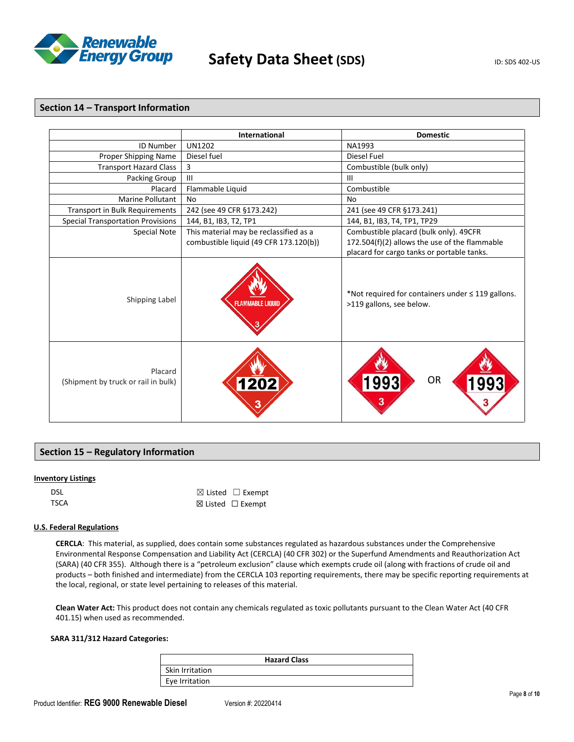## Section 14 – Transport Information

| | International | Domestic |
|---|---|---|
| ID Number | UN1202 | NA1993 |
| Proper Shipping Name | Diesel fuel | Diesel Fuel |
| Transport Hazard Class | 3 | Combustible (bulk only) |
| Packing Group | III | III |
| Placard | Flammable Liquid | Combustible |
| Marine Pollutant | No | No |
| Transport in Bulk Requirements | 242 (see 49 CFR §173.242) | 241 (see 49 CFR §173.241) |
| Special Transportation Provisions | 144, B1, IB3, T2, TP1 | 144, B1, IB3, T4, TP1, TP29 |
| Special Note | This material may be reclassified as a combustible liquid (49 CFR 173.120(b)) | Combustible placard (bulk only). 49CFR 172.504(f)(2) allows the use of the flammable placard for cargo tanks or portable tanks. |
| Shipping Label | FLAMMABLE LIQUID 3 | *Not required for containers under ≤ 119 gallons. >119 gallons, see below. |
| Placard (Shipment by truck or rail in bulk) | 1202 3 | 1993 3 OR 1993 3 |

## Section 15 – Regulatory Information

**Inventory Listings**

DSL ☒ Listed ☐ Exempt
TSCA ☒ Listed ☐ Exempt

**U.S. Federal Regulations**

**CERCLA**: This material, as supplied, does contain some substances regulated as hazardous substances under the Comprehensive Environmental Response Compensation and Liability Act (CERCLA) (40 CFR 302) or the Superfund Amendments and Reauthorization Act (SARA) (40 CFR 355). Although there is a "petroleum exclusion" clause which exempts crude oil (along with fractions of crude oil and products – both finished and intermediate) from the CERCLA 103 reporting requirements, there may be specific reporting requirements at the local, regional, or state level pertaining to releases of this material.

**Clean Water Act:** This product does not contain any chemicals regulated as toxic pollutants pursuant to the Clean Water Act (40 CFR 401.15) when used as recommended.

**SARA 311/312 Hazard Categories:**

| Hazard Class |
|---|
| Skin Irritation |
| Eye Irritation |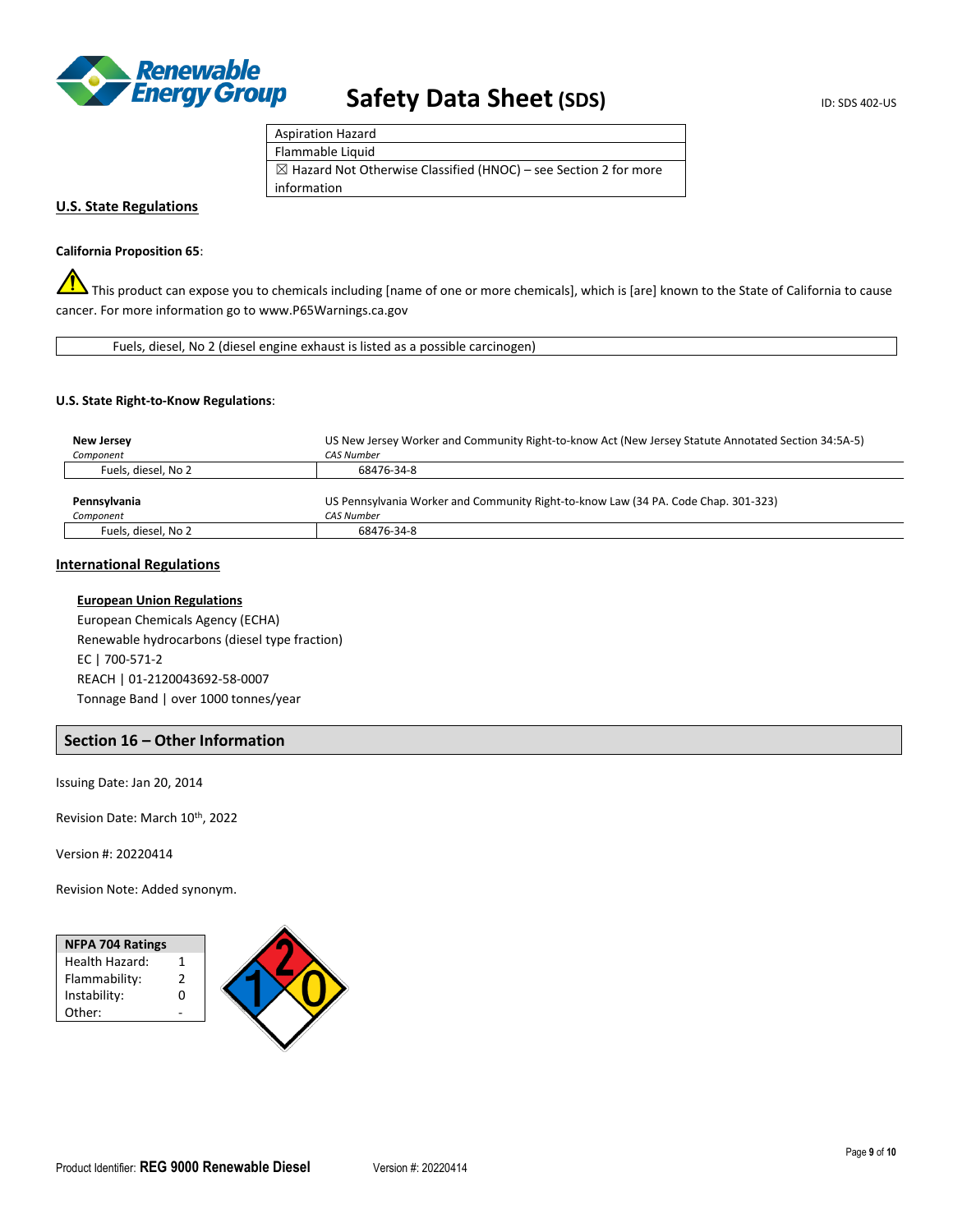| |
|---|
| Aspiration Hazard |
| Flammable Liquid |
| ☒ Hazard Not Otherwise Classified (HNOC) – see Section 2 for more information |

## U.S. State Regulations

**California Proposition 65**:

⚠ This product can expose you to chemicals including [name of one or more chemicals], which is [are] known to the State of California to cause cancer. For more information go to www.P65Warnings.ca.gov

| Fuels, diesel, No 2 (diesel engine exhaust is listed as a possible carcinogen) |
|---|

**U.S. State Right-to-Know Regulations**:

**New Jersey** — US New Jersey Worker and Community Right-to-know Act (New Jersey Statute Annotated Section 34:5A-5)

| *Component* | *CAS Number* |
|---|---|
| Fuels, diesel, No 2 | 68476-34-8 |

**Pennsylvania** — US Pennsylvania Worker and Community Right-to-know Law (34 PA. Code Chap. 301-323)

| *Component* | *CAS Number* |
|---|---|
| Fuels, diesel, No 2 | 68476-34-8 |

## International Regulations

**European Union Regulations**

European Chemicals Agency (ECHA)
Renewable hydrocarbons (diesel type fraction)
EC | 700-571-2
REACH | 01-2120043692-58-0007
Tonnage Band | over 1000 tonnes/year

## Section 16 – Other Information

Issuing Date: Jan 20, 2014

Revision Date: March 10th, 2022

Version #: 20220414

Revision Note: Added synonym.

| NFPA 704 Ratings | |
|---|---|
| Health Hazard: | 1 |
| Flammability: | 2 |
| Instability: | 0 |
| Other: | - |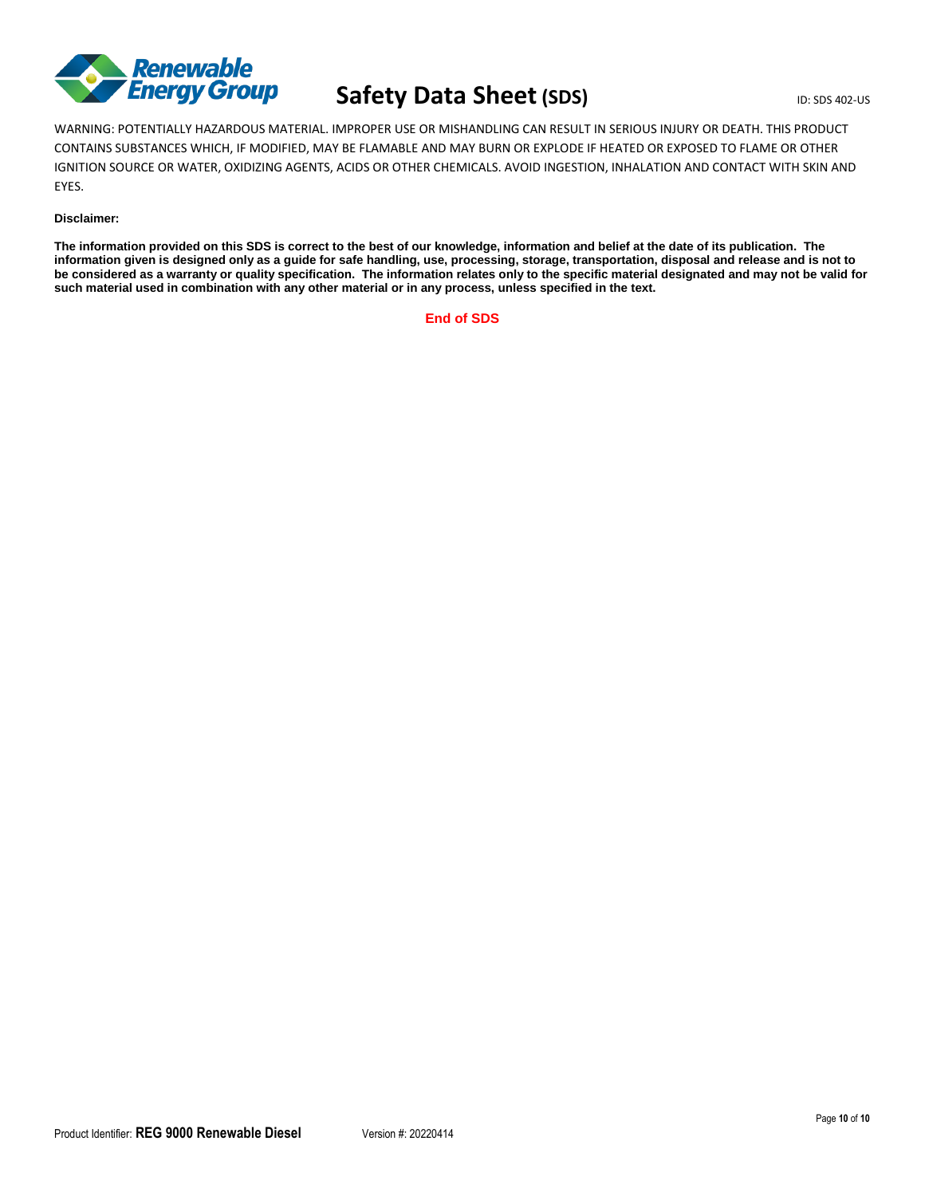WARNING: POTENTIALLY HAZARDOUS MATERIAL. IMPROPER USE OR MISHANDLING CAN RESULT IN SERIOUS INJURY OR DEATH. THIS PRODUCT CONTAINS SUBSTANCES WHICH, IF MODIFIED, MAY BE FLAMABLE AND MAY BURN OR EXPLODE IF HEATED OR EXPOSED TO FLAME OR OTHER IGNITION SOURCE OR WATER, OXIDIZING AGENTS, ACIDS OR OTHER CHEMICALS. AVOID INGESTION, INHALATION AND CONTACT WITH SKIN AND EYES.

**Disclaimer:**

**The information provided on this SDS is correct to the best of our knowledge, information and belief at the date of its publication. The information given is designed only as a guide for safe handling, use, processing, storage, transportation, disposal and release and is not to be considered as a warranty or quality specification. The information relates only to the specific material designated and may not be valid for such material used in combination with any other material or in any process, unless specified in the text.**

**End of SDS**